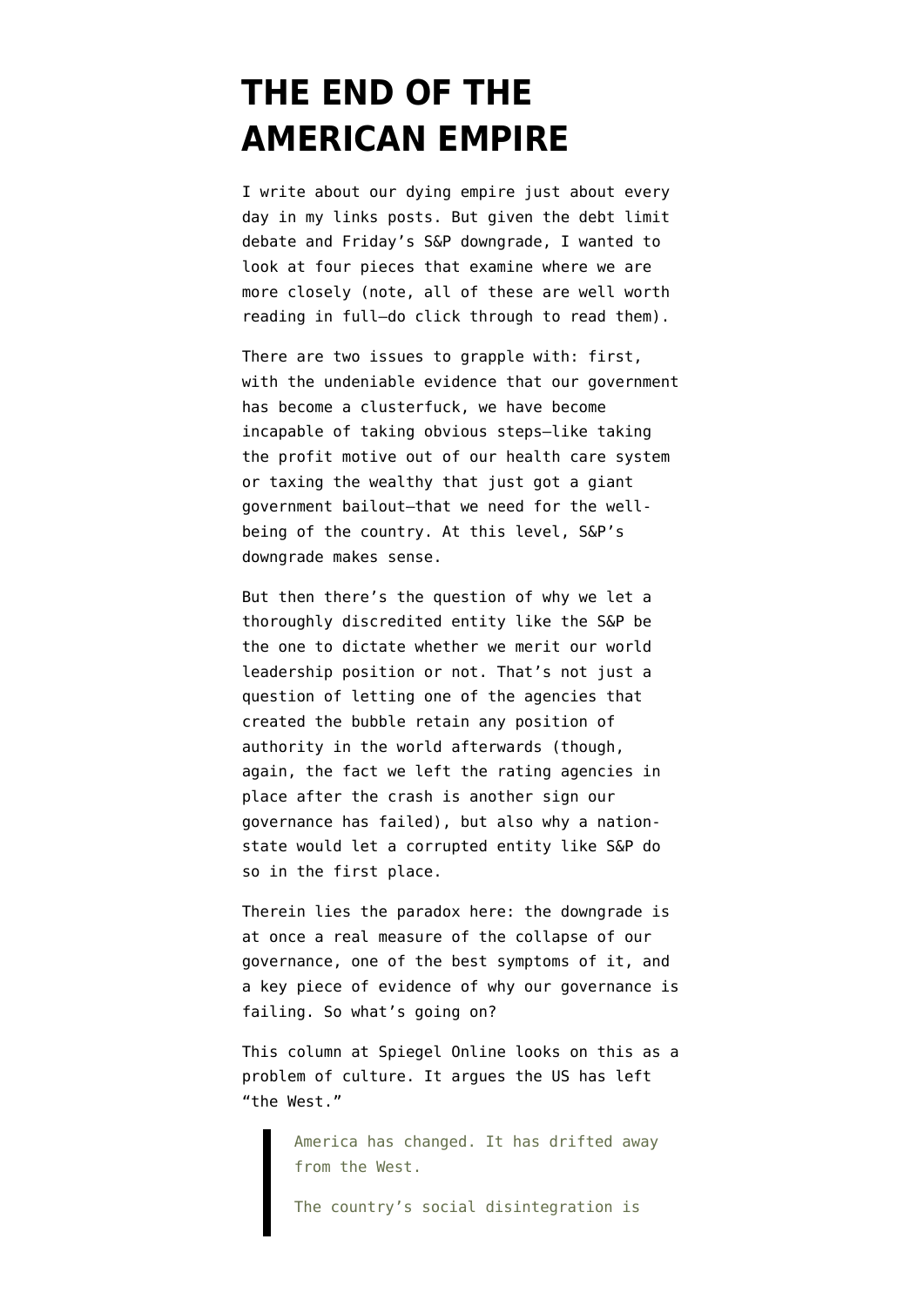# THE END OF THE AMERICAN EMPIRE

I write about our dying empire just about every day in my links posts. But given the debt limit debate and Friday's S&P downgrade, I wanted to look at four pieces that examine where we are more closely (note, all of these are well worth reading in full—do click through to read them).

There are two issues to grapple with: first, with the undeniable evidence that our government has become a clusterfuck, we have become incapable of taking obvious steps—like taking the profit motive out of our health care system or taxing the wealthy that just got a giant government bailout—that we need for the well-being of the country. At this level, S&P's downgrade makes sense.

But then there's the question of why we let a thoroughly discredited entity like the S&P be the one to dictate whether we merit our world leadership position or not. That's not just a question of letting one of the agencies that created the bubble retain any position of authority in the world afterwards (though, again, the fact we left the rating agencies in place after the crash is another sign our governance has failed), but also why a nation-state would let a corrupted entity like S&P do so in the first place.

Therein lies the paradox here: the downgrade is at once a real measure of the collapse of our governance, one of the best symptoms of it, and a key piece of evidence of why our governance is failing. So what's going on?

This column at Spiegel Online looks on this as a problem of culture. It argues the US has left "the West."

> America has changed. It has drifted away from the West.
>
> The country's social disintegration is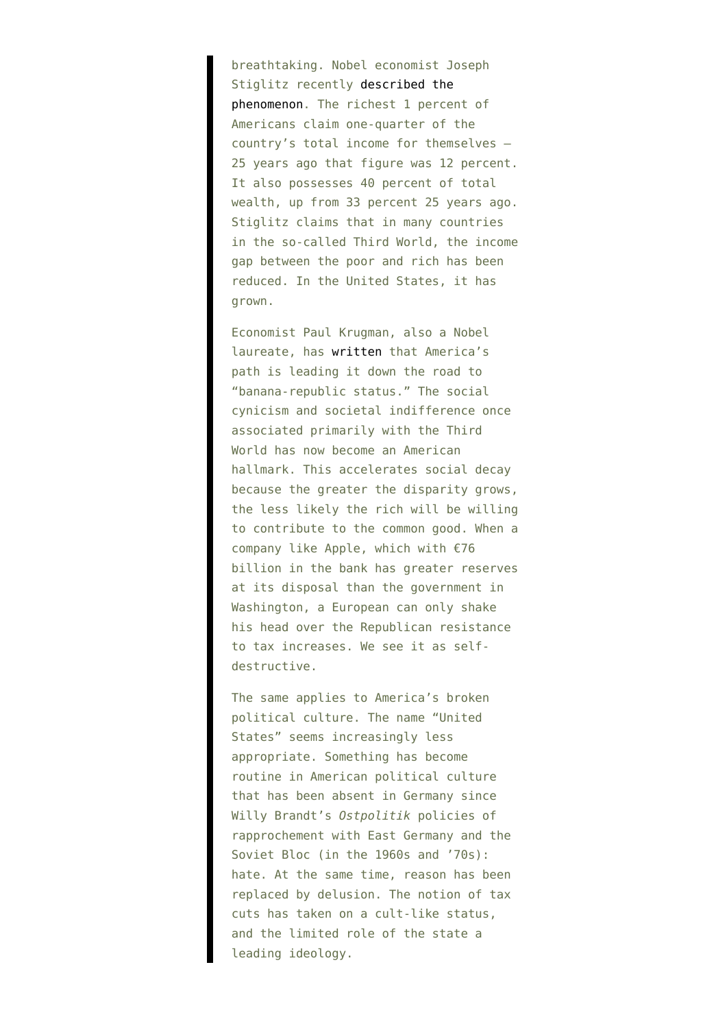breathtaking. Nobel economist Joseph Stiglitz recently described the phenomenon. The richest 1 percent of Americans claim one-quarter of the country's total income for themselves — 25 years ago that figure was 12 percent. It also possesses 40 percent of total wealth, up from 33 percent 25 years ago. Stiglitz claims that in many countries in the so-called Third World, the income gap between the poor and rich has been reduced. In the United States, it has grown.

Economist Paul Krugman, also a Nobel laureate, has written that America's path is leading it down the road to "banana-republic status." The social cynicism and societal indifference once associated primarily with the Third World has now become an American hallmark. This accelerates social decay because the greater the disparity grows, the less likely the rich will be willing to contribute to the common good. When a company like Apple, which with €76 billion in the bank has greater reserves at its disposal than the government in Washington, a European can only shake his head over the Republican resistance to tax increases. We see it as self-destructive.

The same applies to America's broken political culture. The name "United States" seems increasingly less appropriate. Something has become routine in American political culture that has been absent in Germany since Willy Brandt's *Ostpolitik* policies of rapprochement with East Germany and the Soviet Bloc (in the 1960s and '70s): hate. At the same time, reason has been replaced by delusion. The notion of tax cuts has taken on a cult-like status, and the limited role of the state a leading ideology.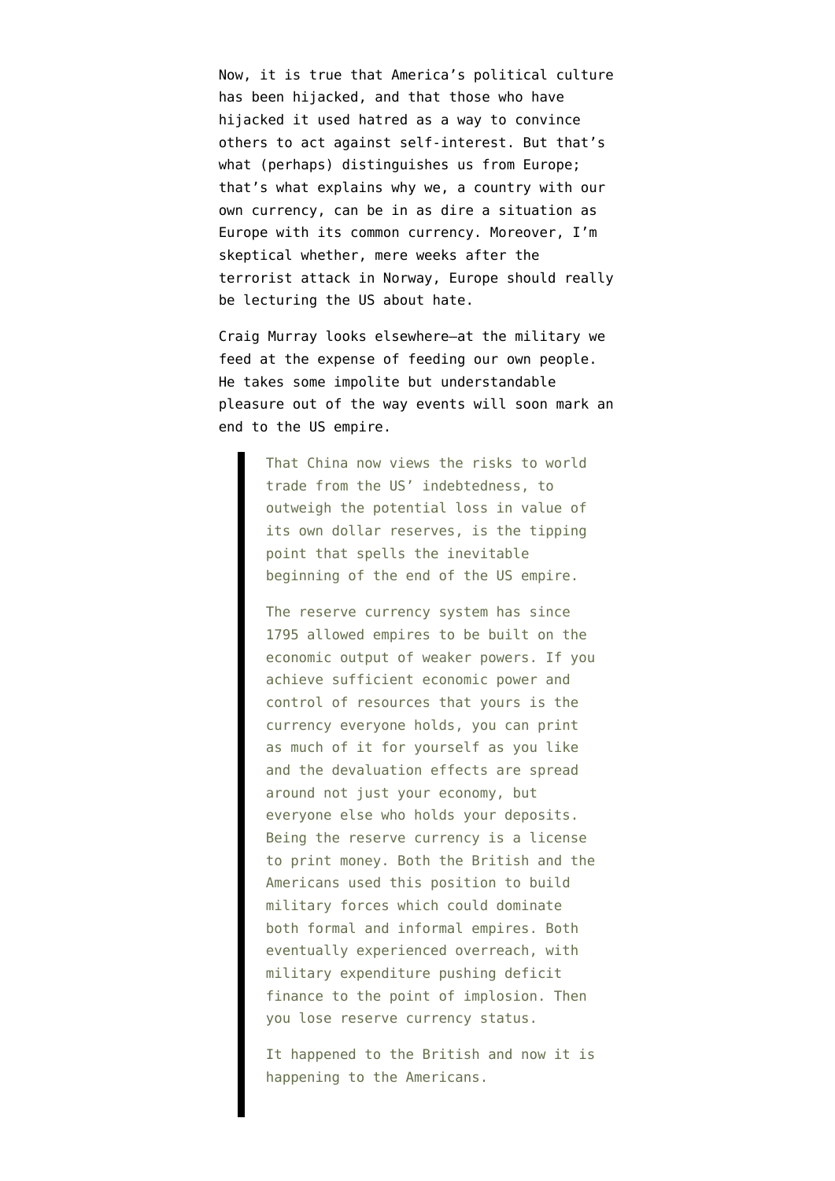Now, it is true that America's political culture has been hijacked, and that those who have hijacked it used hatred as a way to convince others to act against self-interest. But that's what (perhaps) distinguishes us from Europe; that's what explains why we, a country with our own currency, can be in as dire a situation as Europe with its common currency. Moreover, I'm skeptical whether, mere weeks after the terrorist attack in Norway, Europe should really be lecturing the US about hate.

Craig Murray looks elsewhere—at the military we feed at the expense of feeding our own people. He takes some impolite but understandable pleasure out of the way events will soon mark an end to the US empire.

> That China now views the risks to world trade from the US' indebtedness, to outweigh the potential loss in value of its own dollar reserves, is the tipping point that spells the inevitable beginning of the end of the US empire.
>
> The reserve currency system has since 1795 allowed empires to be built on the economic output of weaker powers. If you achieve sufficient economic power and control of resources that yours is the currency everyone holds, you can print as much of it for yourself as you like and the devaluation effects are spread around not just your economy, but everyone else who holds your deposits. Being the reserve currency is a license to print money. Both the British and the Americans used this position to build military forces which could dominate both formal and informal empires. Both eventually experienced overreach, with military expenditure pushing deficit finance to the point of implosion. Then you lose reserve currency status.
>
> It happened to the British and now it is happening to the Americans.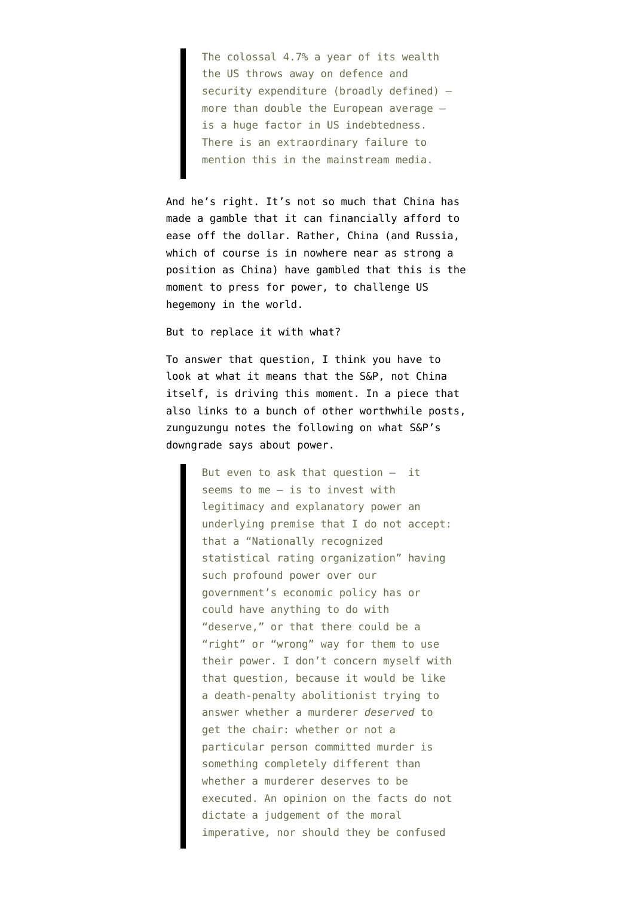> The colossal 4.7% a year of its wealth the US throws away on defence and security expenditure (broadly defined) – more than double the European average – is a huge factor in US indebtedness. There is an extraordinary failure to mention this in the mainstream media.

And he's right. It's not so much that China has made a gamble that it can financially afford to ease off the dollar. Rather, China (and Russia, which of course is in nowhere near as strong a position as China) have gambled that this is the moment to press for power, to challenge US hegemony in the world.

But to replace it with what?

To answer that question, I think you have to look at what it means that the S&P, not China itself, is driving this moment. In a piece that also links to a bunch of other worthwhile posts, zunguzungu notes the following on what S&P's downgrade says about power.

> But even to ask that question – it seems to me – is to invest with legitimacy and explanatory power an underlying premise that I do not accept: that a "Nationally recognized statistical rating organization" having such profound power over our government's economic policy has or could have anything to do with "deserve," or that there could be a "right" or "wrong" way for them to use their power. I don't concern myself with that question, because it would be like a death-penalty abolitionist trying to answer whether a murderer *deserved* to get the chair: whether or not a particular person committed murder is something completely different than whether a murderer deserves to be executed. An opinion on the facts do not dictate a judgement of the moral imperative, nor should they be confused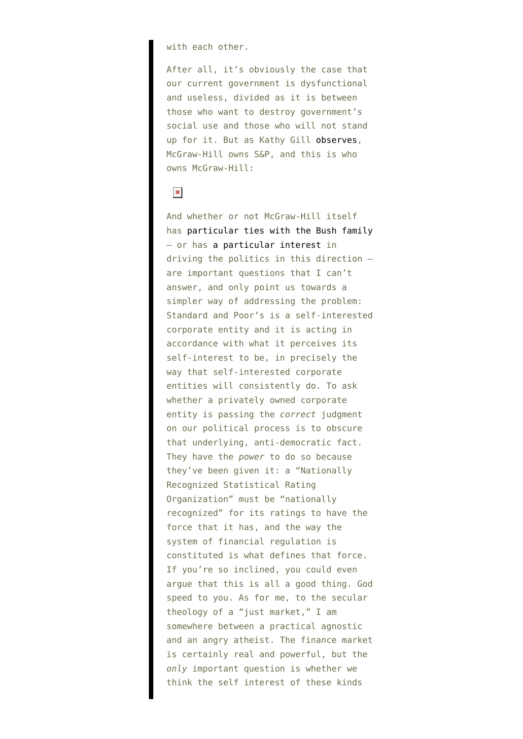with each other.

After all, it's obviously the case that our current government is dysfunctional and useless, divided as it is between those who want to destroy government's social use and those who will not stand up for it. But as Kathy Gill observes, McGraw-Hill owns S&P, and this is who owns McGraw-Hill:

And whether or not McGraw-Hill itself has particular ties with the Bush family – or has a particular interest in driving the politics in this direction – are important questions that I can't answer, and only point us towards a simpler way of addressing the problem: Standard and Poor's is a self-interested corporate entity and it is acting in accordance with what it perceives its self-interest to be, in precisely the way that self-interested corporate entities will consistently do. To ask whether a privately owned corporate entity is passing the *correct* judgment on our political process is to obscure that underlying, anti-democratic fact. They have the *power* to do so because they've been given it: a "Nationally Recognized Statistical Rating Organization" must be "nationally recognized" for its ratings to have the force that it has, and the way the system of financial regulation is constituted is what defines that force. If you're so inclined, you could even argue that this is all a good thing. God speed to you. As for me, to the secular theology of a "just market," I am somewhere between a practical agnostic and an angry atheist. The finance market is certainly real and powerful, but the *only* important question is whether we think the self interest of these kinds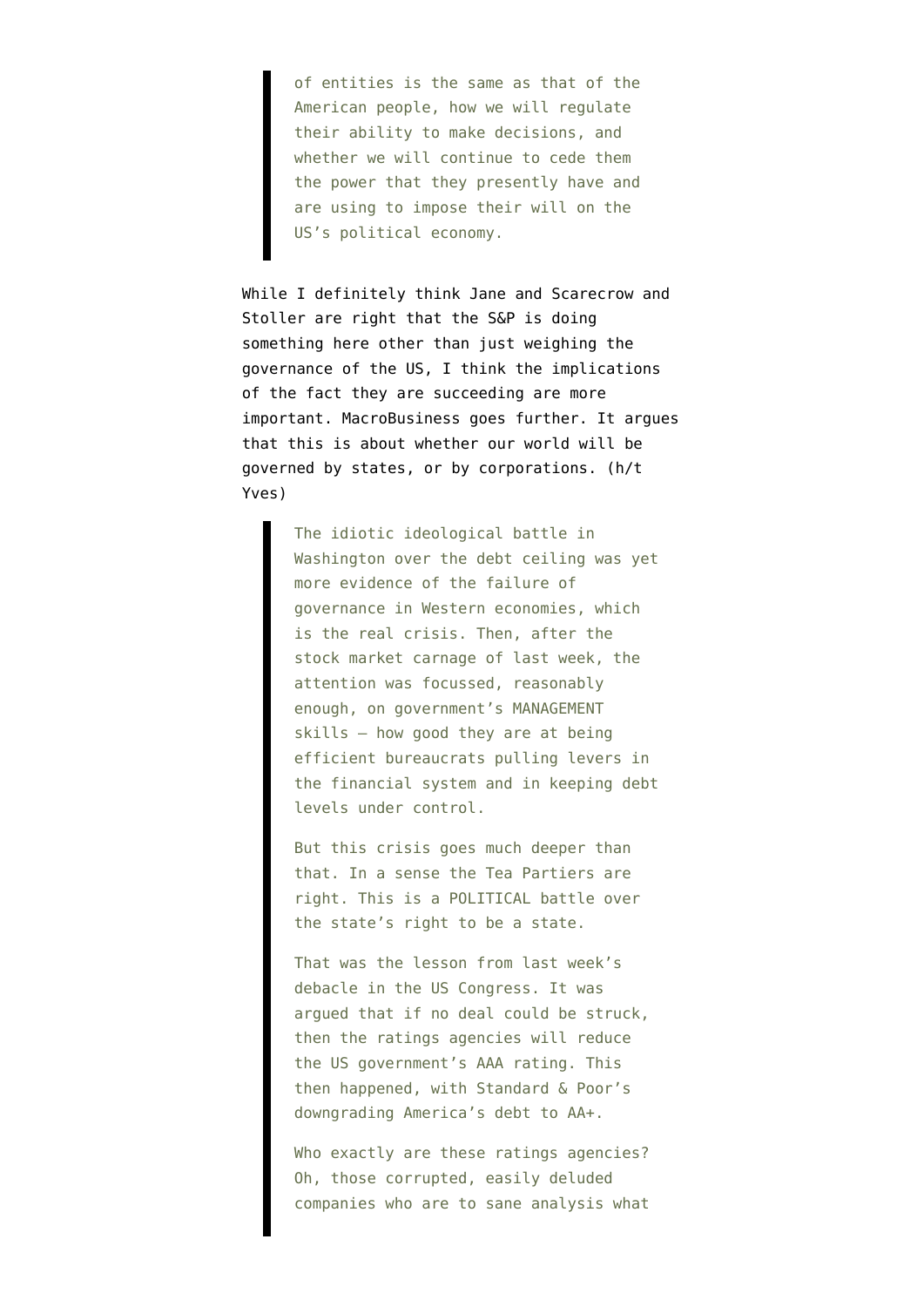> of entities is the same as that of the American people, how we will regulate their ability to make decisions, and whether we will continue to cede them the power that they presently have and are using to impose their will on the US's political economy.

While I definitely think Jane and Scarecrow and Stoller are right that the S&P is doing something here other than just weighing the governance of the US, I think the implications of the fact they are succeeding are more important. MacroBusiness goes further. It argues that this is about whether our world will be governed by states, or by corporations. (h/t Yves)

> The idiotic ideological battle in Washington over the debt ceiling was yet more evidence of the failure of governance in Western economies, which is the real crisis. Then, after the stock market carnage of last week, the attention was focussed, reasonably enough, on government's MANAGEMENT skills – how good they are at being efficient bureaucrats pulling levers in the financial system and in keeping debt levels under control.
>
> But this crisis goes much deeper than that. In a sense the Tea Partiers are right. This is a POLITICAL battle over the state's right to be a state.
>
> That was the lesson from last week's debacle in the US Congress. It was argued that if no deal could be struck, then the ratings agencies will reduce the US government's AAA rating. This then happened, with Standard & Poor's downgrading America's debt to AA+.
>
> Who exactly are these ratings agencies? Oh, those corrupted, easily deluded companies who are to sane analysis what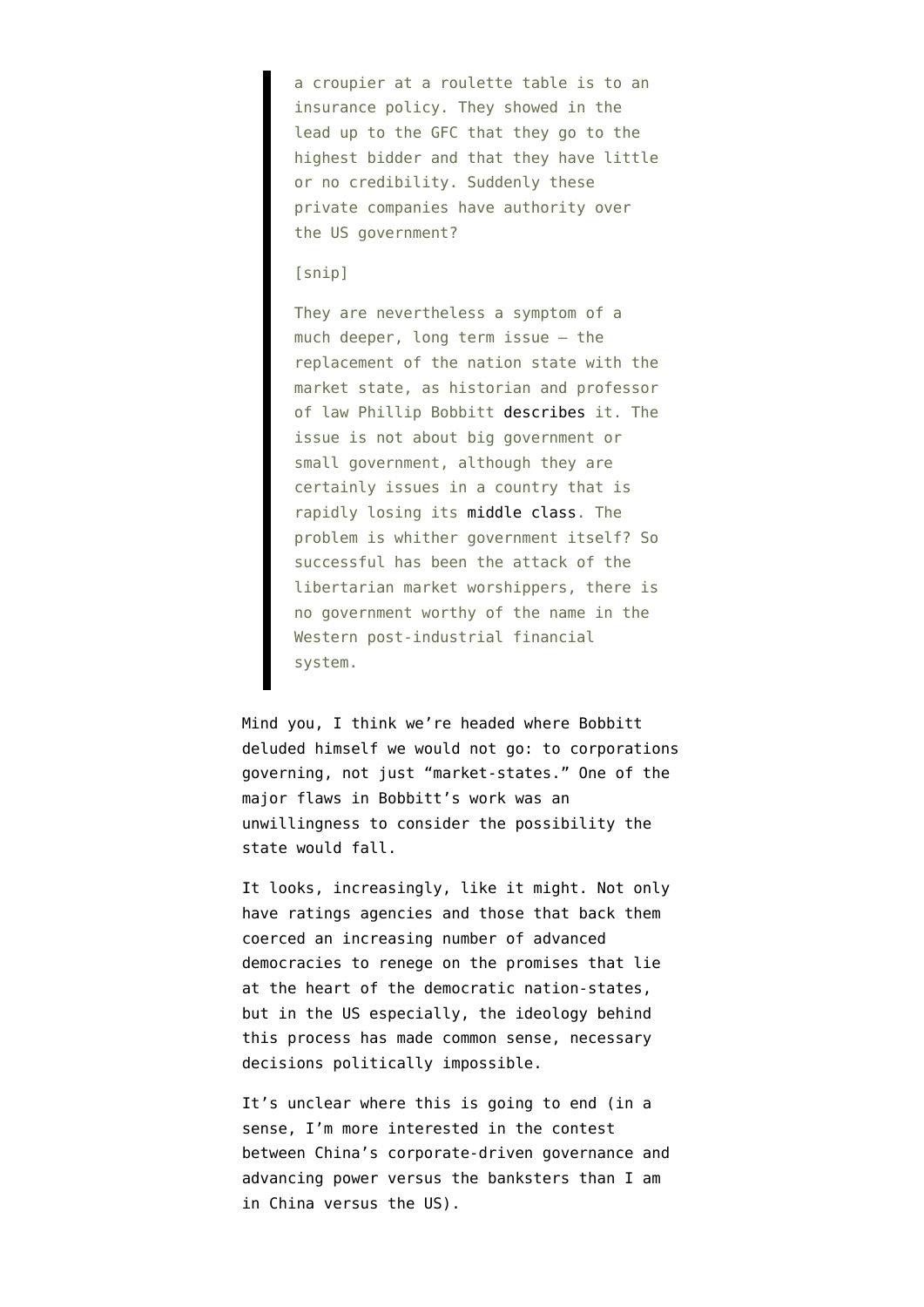> a croupier at a roulette table is to an insurance policy. They showed in the lead up to the GFC that they go to the highest bidder and that they have little or no credibility. Suddenly these private companies have authority over the US government?
>
> [snip]
>
> They are nevertheless a symptom of a much deeper, long term issue – the replacement of the nation state with the market state, as historian and professor of law Phillip Bobbitt describes it. The issue is not about big government or small government, although they are certainly issues in a country that is rapidly losing its middle class. The problem is whither government itself? So successful has been the attack of the libertarian market worshippers, there is no government worthy of the name in the Western post-industrial financial system.

Mind you, I think we're headed where Bobbitt deluded himself we would not go: to corporations governing, not just "market-states." One of the major flaws in Bobbitt's work was an unwillingness to consider the possibility the state would fall.

It looks, increasingly, like it might. Not only have ratings agencies and those that back them coerced an increasing number of advanced democracies to renege on the promises that lie at the heart of the democratic nation-states, but in the US especially, the ideology behind this process has made common sense, necessary decisions politically impossible.

It's unclear where this is going to end (in a sense, I'm more interested in the contest between China's corporate-driven governance and advancing power versus the banksters than I am in China versus the US).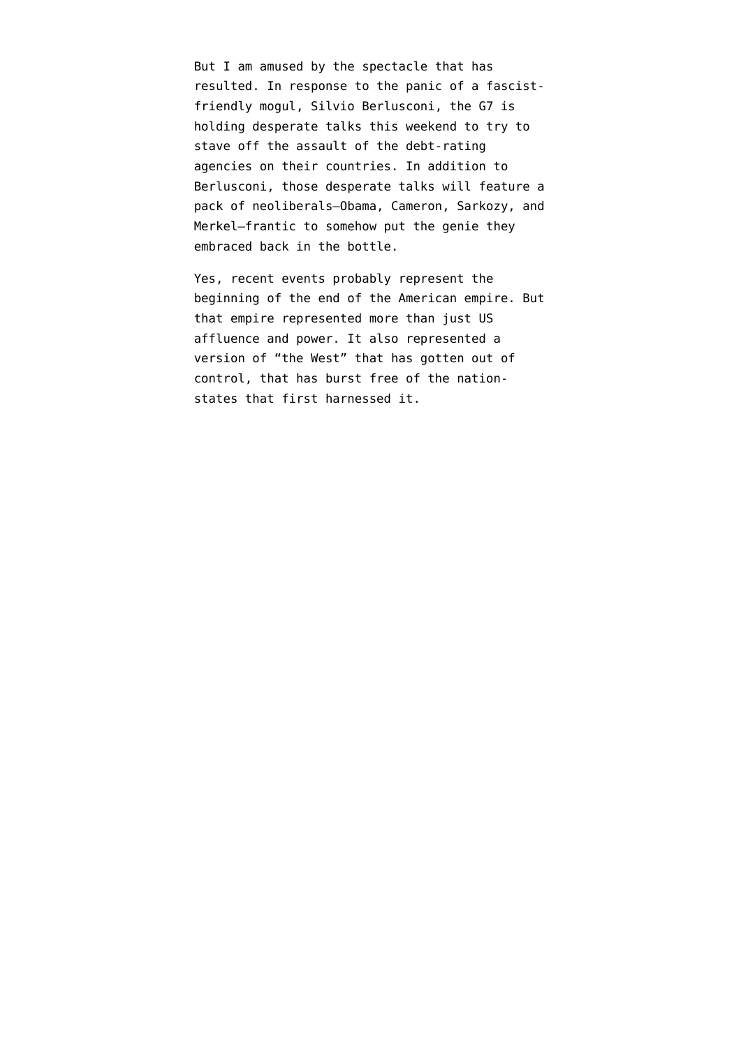But I am amused by the spectacle that has resulted. In response to the panic of a fascist-friendly mogul, Silvio Berlusconi, the G7 is holding desperate talks this weekend to try to stave off the assault of the debt-rating agencies on their countries. In addition to Berlusconi, those desperate talks will feature a pack of neoliberals—Obama, Cameron, Sarkozy, and Merkel—frantic to somehow put the genie they embraced back in the bottle.

Yes, recent events probably represent the beginning of the end of the American empire. But that empire represented more than just US affluence and power. It also represented a version of “the West” that has gotten out of control, that has burst free of the nation-states that first harnessed it.